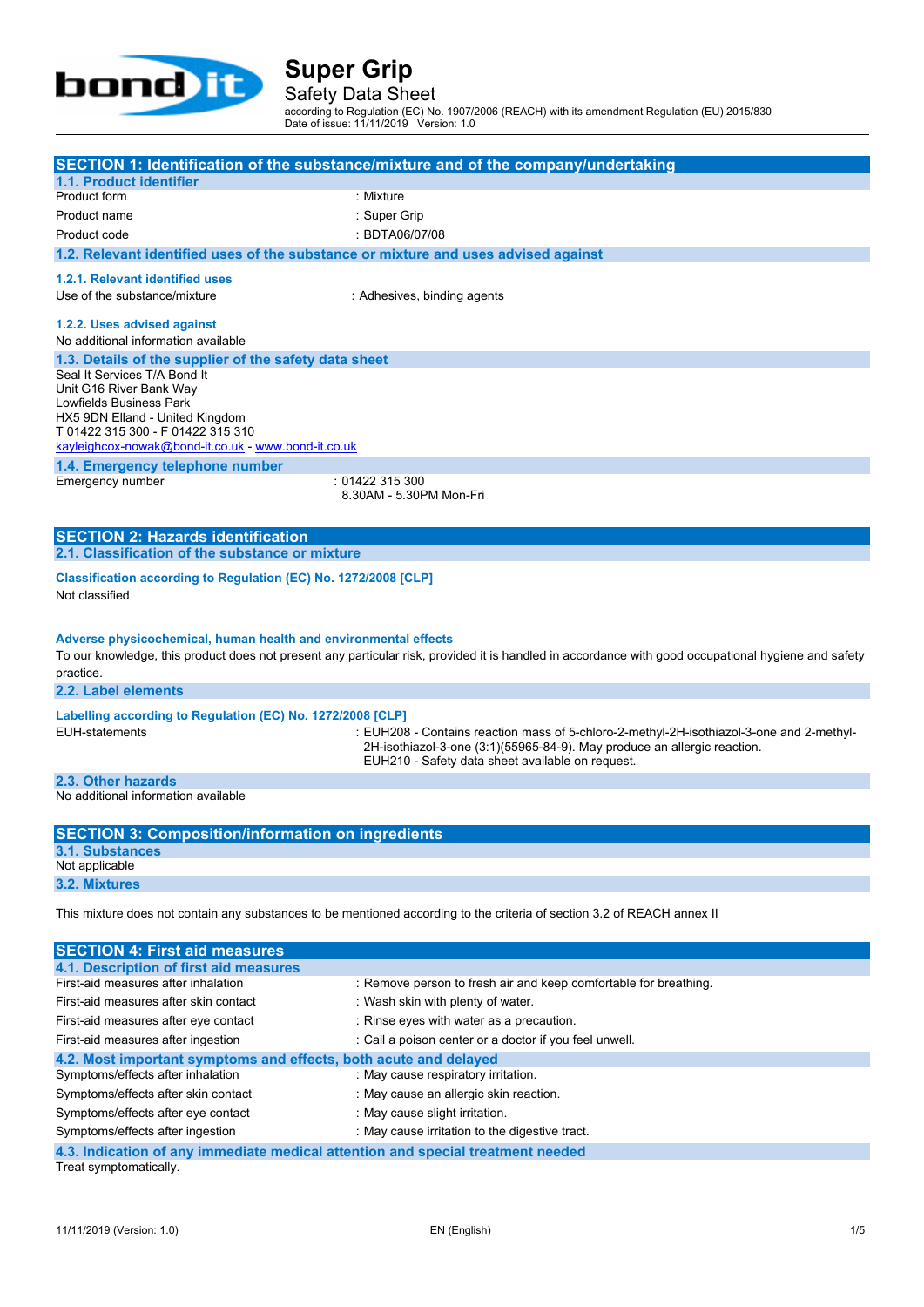# Super Grip

Safety Data Sheet

according to Regulation (EC) No. 1907/2006 (REACH) with its amendment Regulation (EU) 2015/830
Date of issue: 11/11/2019 Version: 1.0

## SECTION 1: Identification of the substance/mixture and of the company/undertaking

### 1.1. Product identifier

| | |
|---|---|
| Product form | : Mixture |
| Product name | : Super Grip |
| Product code | : BDTA06/07/08 |

### 1.2. Relevant identified uses of the substance or mixture and uses advised against

#### 1.2.1. Relevant identified uses

| | |
|---|---|
| Use of the substance/mixture | : Adhesives, binding agents |

#### 1.2.2. Uses advised against

No additional information available

### 1.3. Details of the supplier of the safety data sheet

Seal It Services T/A Bond It
Unit G16 River Bank Way
Lowfields Business Park
HX5 9DN Elland - United Kingdom
T 01422 315 300 - F 01422 315 310
kayleighcox-nowak@bond-it.co.uk - www.bond-it.co.uk

### 1.4. Emergency telephone number

| | |
|---|---|
| Emergency number | : 01422 315 300<br>8.30AM - 5.30PM Mon-Fri |

## SECTION 2: Hazards identification

### 2.1. Classification of the substance or mixture

**Classification according to Regulation (EC) No. 1272/2008 [CLP]**

Not classified

**Adverse physicochemical, human health and environmental effects**

To our knowledge, this product does not present any particular risk, provided it is handled in accordance with good occupational hygiene and safety practice.

### 2.2. Label elements

**Labelling according to Regulation (EC) No. 1272/2008 [CLP]**

| | |
|---|---|
| EUH-statements | : EUH208 - Contains reaction mass of 5-chloro-2-methyl-2H-isothiazol-3-one and 2-methyl-2H-isothiazol-3-one (3:1)(55965-84-9). May produce an allergic reaction.<br>EUH210 - Safety data sheet available on request. |

### 2.3. Other hazards

No additional information available

## SECTION 3: Composition/information on ingredients

### 3.1. Substances

Not applicable

### 3.2. Mixtures

This mixture does not contain any substances to be mentioned according to the criteria of section 3.2 of REACH annex II

## SECTION 4: First aid measures

### 4.1. Description of first aid measures

| | |
|---|---|
| First-aid measures after inhalation | : Remove person to fresh air and keep comfortable for breathing. |
| First-aid measures after skin contact | : Wash skin with plenty of water. |
| First-aid measures after eye contact | : Rinse eyes with water as a precaution. |
| First-aid measures after ingestion | : Call a poison center or a doctor if you feel unwell. |

### 4.2. Most important symptoms and effects, both acute and delayed

| | |
|---|---|
| Symptoms/effects after inhalation | : May cause respiratory irritation. |
| Symptoms/effects after skin contact | : May cause an allergic skin reaction. |
| Symptoms/effects after eye contact | : May cause slight irritation. |
| Symptoms/effects after ingestion | : May cause irritation to the digestive tract. |

### 4.3. Indication of any immediate medical attention and special treatment needed

Treat symptomatically.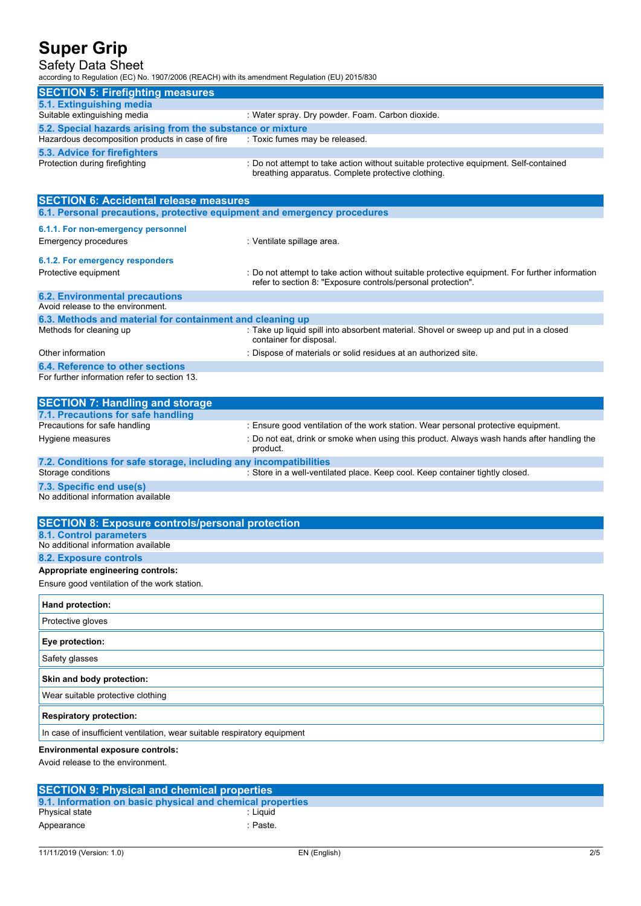## SECTION 5: Firefighting measures

### 5.1. Extinguishing media

Suitable extinguishing media : Water spray. Dry powder. Foam. Carbon dioxide.

### 5.2. Special hazards arising from the substance or mixture

Hazardous decomposition products in case of fire : Toxic fumes may be released.

### 5.3. Advice for firefighters

Protection during firefighting : Do not attempt to take action without suitable protective equipment. Self-contained breathing apparatus. Complete protective clothing.

## SECTION 6: Accidental release measures

### 6.1. Personal precautions, protective equipment and emergency procedures

#### 6.1.1. For non-emergency personnel

Emergency procedures : Ventilate spillage area.

#### 6.1.2. For emergency responders

Protective equipment : Do not attempt to take action without suitable protective equipment. For further information refer to section 8: "Exposure controls/personal protection".

### 6.2. Environmental precautions

Avoid release to the environment.

### 6.3. Methods and material for containment and cleaning up

Methods for cleaning up : Take up liquid spill into absorbent material. Shovel or sweep up and put in a closed container for disposal.

Other information : Dispose of materials or solid residues at an authorized site.

### 6.4. Reference to other sections

For further information refer to section 13.

## SECTION 7: Handling and storage

### 7.1. Precautions for safe handling

Precautions for safe handling : Ensure good ventilation of the work station. Wear personal protective equipment.

Hygiene measures : Do not eat, drink or smoke when using this product. Always wash hands after handling the product.

### 7.2. Conditions for safe storage, including any incompatibilities

Storage conditions : Store in a well-ventilated place. Keep cool. Keep container tightly closed.

### 7.3. Specific end use(s)

No additional information available

## SECTION 8: Exposure controls/personal protection

### 8.1. Control parameters

No additional information available

### 8.2. Exposure controls

**Appropriate engineering controls:**

Ensure good ventilation of the work station.

| **Hand protection:** |
|---|
| Protective gloves |

| **Eye protection:** |
|---|
| Safety glasses |

| **Skin and body protection:** |
|---|
| Wear suitable protective clothing |

| **Respiratory protection:** |
|---|
| In case of insufficient ventilation, wear suitable respiratory equipment |

**Environmental exposure controls:**

Avoid release to the environment.

## SECTION 9: Physical and chemical properties

### 9.1. Information on basic physical and chemical properties

Physical state : Liquid

Appearance : Paste.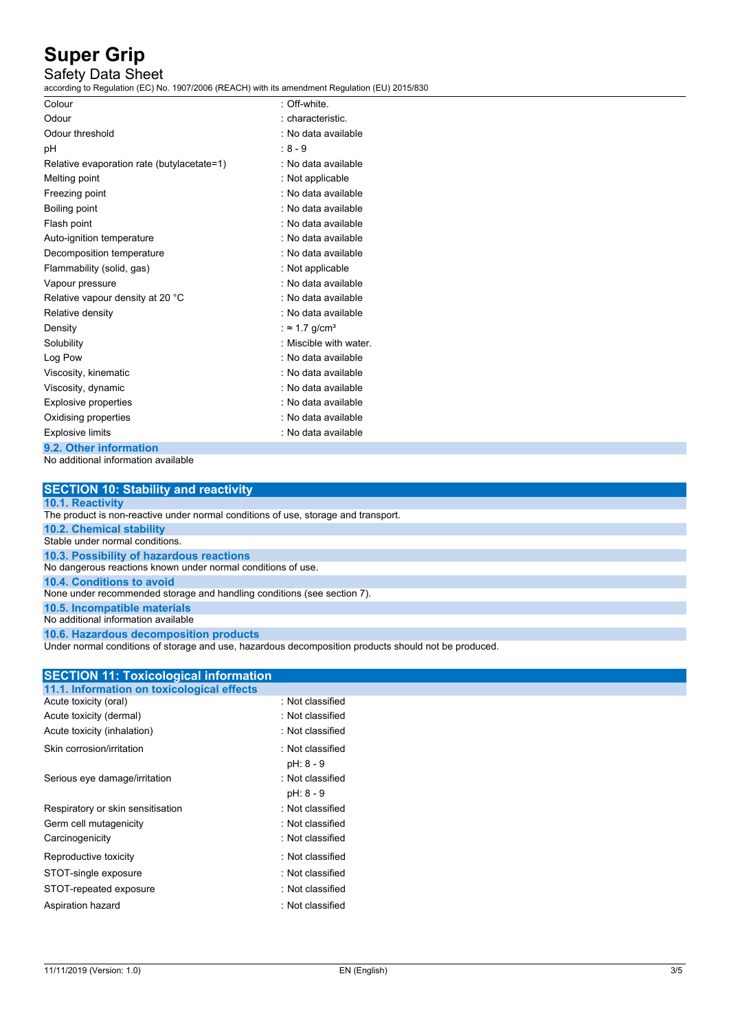| | |
|---|---|
| Colour | : Off-white. |
| Odour | : characteristic. |
| Odour threshold | : No data available |
| pH | : 8 - 9 |
| Relative evaporation rate (butylacetate=1) | : No data available |
| Melting point | : Not applicable |
| Freezing point | : No data available |
| Boiling point | : No data available |
| Flash point | : No data available |
| Auto-ignition temperature | : No data available |
| Decomposition temperature | : No data available |
| Flammability (solid, gas) | : Not applicable |
| Vapour pressure | : No data available |
| Relative vapour density at 20 °C | : No data available |
| Relative density | : No data available |
| Density | : ≈ 1.7 g/cm³ |
| Solubility | : Miscible with water. |
| Log Pow | : No data available |
| Viscosity, kinematic | : No data available |
| Viscosity, dynamic | : No data available |
| Explosive properties | : No data available |
| Oxidising properties | : No data available |
| Explosive limits | : No data available |

### 9.2. Other information

No additional information available

## SECTION 10: Stability and reactivity

### 10.1. Reactivity

The product is non-reactive under normal conditions of use, storage and transport.

### 10.2. Chemical stability

Stable under normal conditions.

### 10.3. Possibility of hazardous reactions

No dangerous reactions known under normal conditions of use.

### 10.4. Conditions to avoid

None under recommended storage and handling conditions (see section 7).

### 10.5. Incompatible materials

No additional information available

### 10.6. Hazardous decomposition products

Under normal conditions of storage and use, hazardous decomposition products should not be produced.

## SECTION 11: Toxicological information

### 11.1. Information on toxicological effects

| | |
|---|---|
| Acute toxicity (oral) | : Not classified |
| Acute toxicity (dermal) | : Not classified |
| Acute toxicity (inhalation) | : Not classified |
| Skin corrosion/irritation | : Not classified<br>pH: 8 - 9 |
| Serious eye damage/irritation | : Not classified<br>pH: 8 - 9 |
| Respiratory or skin sensitisation | : Not classified |
| Germ cell mutagenicity | : Not classified |
| Carcinogenicity | : Not classified |
| Reproductive toxicity | : Not classified |
| STOT-single exposure | : Not classified |
| STOT-repeated exposure | : Not classified |
| Aspiration hazard | : Not classified |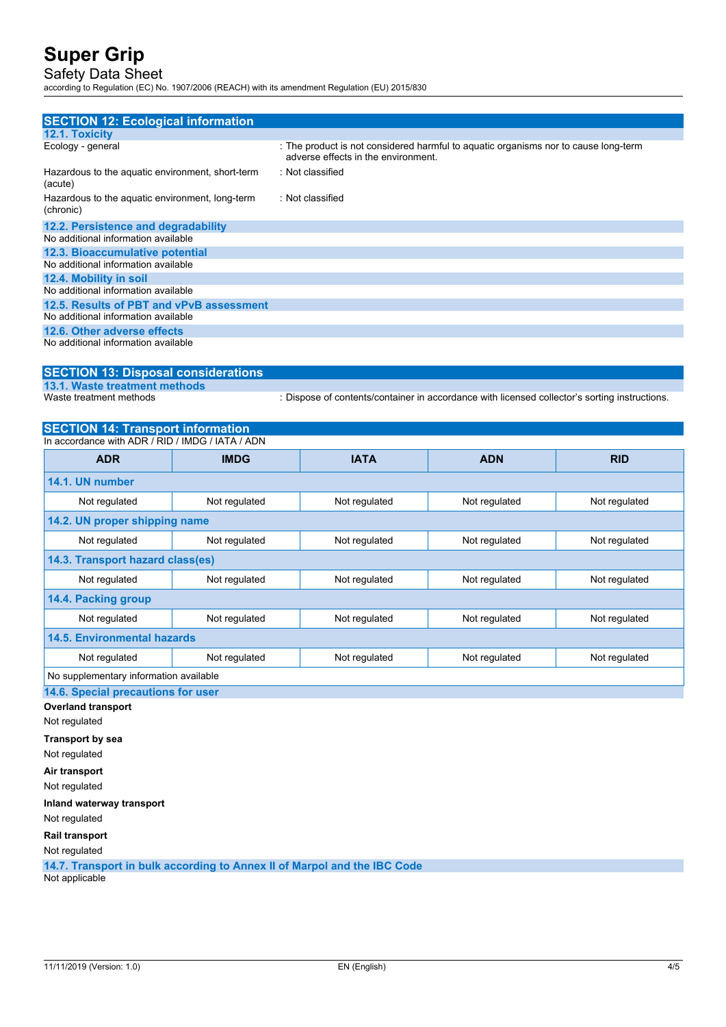## SECTION 12: Ecological information

### 12.1. Toxicity

| | |
|---|---|
| Ecology - general | : The product is not considered harmful to aquatic organisms nor to cause long-term adverse effects in the environment. |
| Hazardous to the aquatic environment, short-term (acute) | : Not classified |
| Hazardous to the aquatic environment, long-term (chronic) | : Not classified |

### 12.2. Persistence and degradability

No additional information available

### 12.3. Bioaccumulative potential

No additional information available

### 12.4. Mobility in soil

No additional information available

### 12.5. Results of PBT and vPvB assessment

No additional information available

### 12.6. Other adverse effects

No additional information available

## SECTION 13: Disposal considerations

### 13.1. Waste treatment methods

| | |
|---|---|
| Waste treatment methods | : Dispose of contents/container in accordance with licensed collector's sorting instructions. |

## SECTION 14: Transport information

In accordance with ADR / RID / IMDG / IATA / ADN

| ADR | IMDG | IATA | ADN | RID |
|---|---|---|---|---|
| **14.1. UN number** | | | | |
| Not regulated | Not regulated | Not regulated | Not regulated | Not regulated |
| **14.2. UN proper shipping name** | | | | |
| Not regulated | Not regulated | Not regulated | Not regulated | Not regulated |
| **14.3. Transport hazard class(es)** | | | | |
| Not regulated | Not regulated | Not regulated | Not regulated | Not regulated |
| **14.4. Packing group** | | | | |
| Not regulated | Not regulated | Not regulated | Not regulated | Not regulated |
| **14.5. Environmental hazards** | | | | |
| Not regulated | Not regulated | Not regulated | Not regulated | Not regulated |
| No supplementary information available | | | | |

### 14.6. Special precautions for user

**Overland transport**

Not regulated

**Transport by sea**

Not regulated

**Air transport**

Not regulated

**Inland waterway transport**

Not regulated

**Rail transport**

Not regulated

### 14.7. Transport in bulk according to Annex II of Marpol and the IBC Code

Not applicable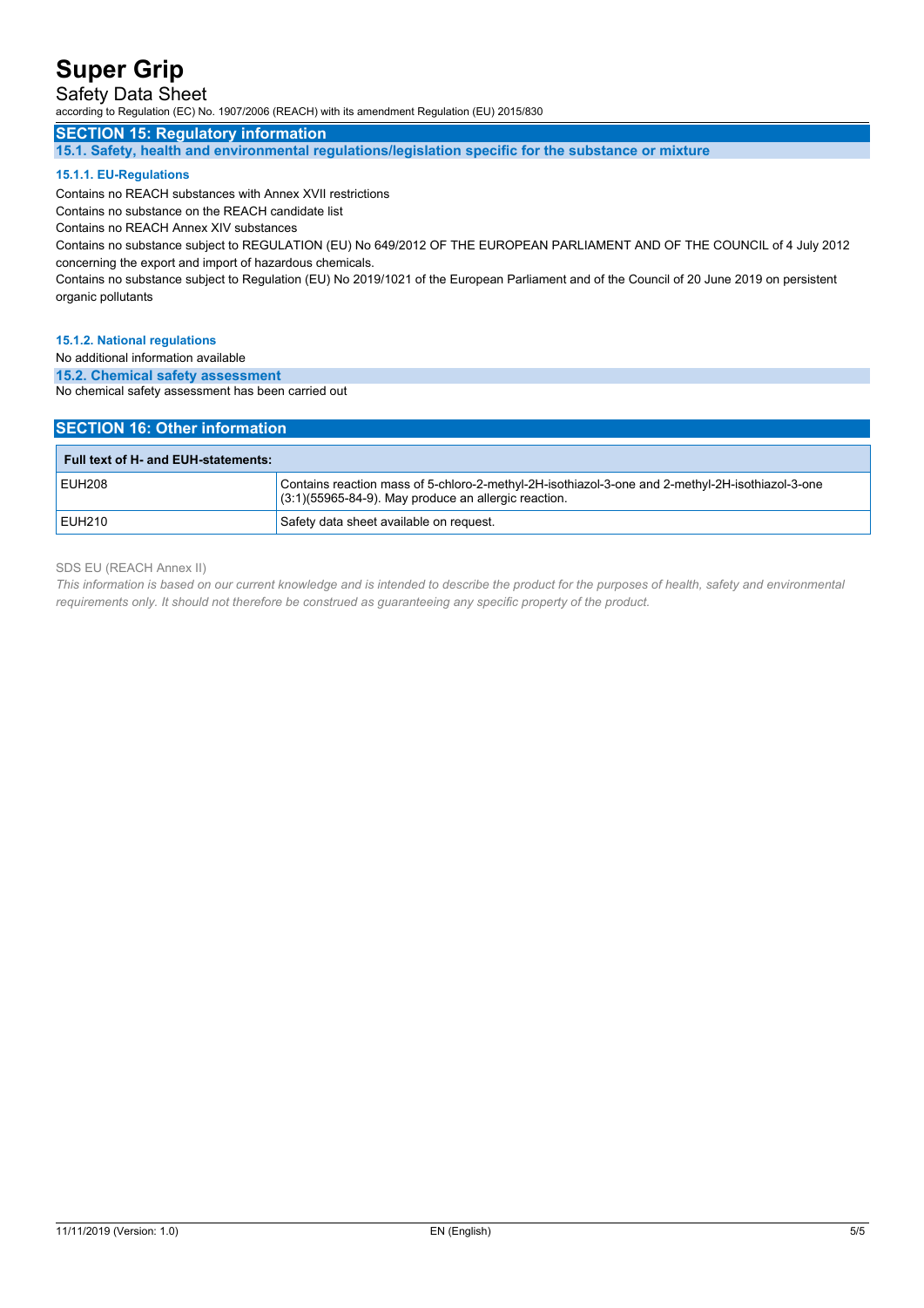## SECTION 15: Regulatory information

### 15.1. Safety, health and environmental regulations/legislation specific for the substance or mixture

#### 15.1.1. EU-Regulations

Contains no REACH substances with Annex XVII restrictions

Contains no substance on the REACH candidate list

Contains no REACH Annex XIV substances

Contains no substance subject to REGULATION (EU) No 649/2012 OF THE EUROPEAN PARLIAMENT AND OF THE COUNCIL of 4 July 2012 concerning the export and import of hazardous chemicals.

Contains no substance subject to Regulation (EU) No 2019/1021 of the European Parliament and of the Council of 20 June 2019 on persistent organic pollutants

#### 15.1.2. National regulations

No additional information available

### 15.2. Chemical safety assessment

No chemical safety assessment has been carried out

## SECTION 16: Other information

| Full text of H- and EUH-statements: | |
|---|---|
| EUH208 | Contains reaction mass of 5-chloro-2-methyl-2H-isothiazol-3-one and 2-methyl-2H-isothiazol-3-one (3:1)(55965-84-9). May produce an allergic reaction. |
| EUH210 | Safety data sheet available on request. |

SDS EU (REACH Annex II)

*This information is based on our current knowledge and is intended to describe the product for the purposes of health, safety and environmental requirements only. It should not therefore be construed as guaranteeing any specific property of the product.*